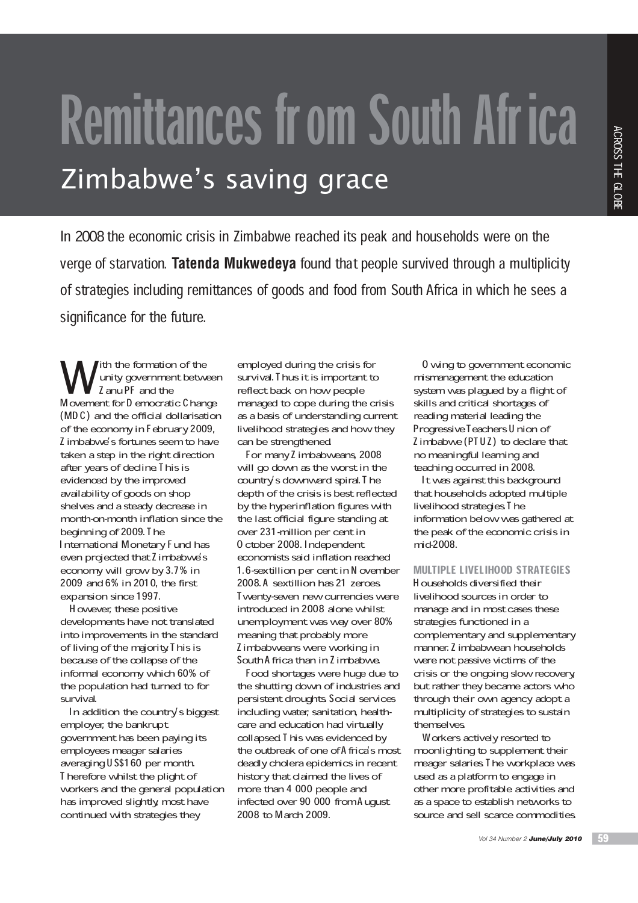# Remittances from South Africa

## Zimbabwe's saving grace

In 2008 the economic crisis in Zimbabwe reached its peak and households were on the verge of starvation. **Tatenda Mukwedeya** found that people survived through a multiplicity of strategies including remittances of goods and food from South Africa in which he sees a significance for the future.

With the formation of the unity government between Zanu PF and the Movement for Democratic Change (MDC) and the official dollarisation of the economy in February 2009, Zimbabwe's fortunes seem to have taken a step in the right direction after years of decline. This is evidenced by the improved availability of goods on shop shelves and a steady decrease in month-on-month inflation since the beginning of 2009. The International Monetary Fund has even projected that Zimbabwe's economy will grow by 3.7% in 2009 and 6% in 2010, the first expansion since 1997.

However, these positive developments have not translated into improvements in the standard of living of the majority. This is because of the collapse of the informal economy which 60% of the population had turned to for survival.

In addition the country's biggest employer, the bankrupt government has been paying its employees meager salaries averaging US$160 per month. Therefore whilst the plight of workers and the general population has improved slightly, most have continued with strategies they employed during the crisis for survival. Thus it is important to reflect back on how people managed to cope during the crisis as a basis of understanding current livelihood strategies and how they can be strengthened.

For many Zimbabweans, 2008 will go down as the worst in the country's downward spiral. The depth of the crisis is best reflected by the hyperinflation figures with the last official figure standing at over 231-million per cent in October 2008. Independent economists said inflation reached 1.6-sextillion per cent in November 2008. A sextillion has 21 zeroes. Twenty-seven new currencies were introduced in 2008 alone whilst unemployment was way over 80% meaning that probably more Zimbabweans were working in South Africa than in Zimbabwe.

Food shortages were huge due to the shutting down of industries and persistent droughts. Social services including water, sanitation, health-care and education had virtually collapsed. This was evidenced by the outbreak of one of Africa's most deadly cholera epidemics in recent history that claimed the lives of more than 4 000 people and infected over 90 000 from August 2008 to March 2009.

Owing to government economic mismanagement the education system was plagued by a flight of skills and critical shortages of reading material leading the Progressive Teachers Union of Zimbabwe (PTUZ) to declare that no meaningful learning and teaching occurred in 2008.

It was against this background that households adopted multiple livelihood strategies. The information below was gathered at the peak of the economic crisis in mid-2008.

### MULTIPLE LIVELIHOOD STRATEGIES

Households diversified their livelihood sources in order to manage and in most cases these strategies functioned in a complementary and supplementary manner. Zimbabwean households were not passive victims of the crisis or the ongoing slow recovery, but rather they became actors who through their own agency adopt a multiplicity of strategies to sustain themselves.

Workers actively resorted to moonlighting to supplement their meager salaries. The workplace was used as a platform to engage in other more profitable activities and as a space to establish networks to source and sell scarce commodities.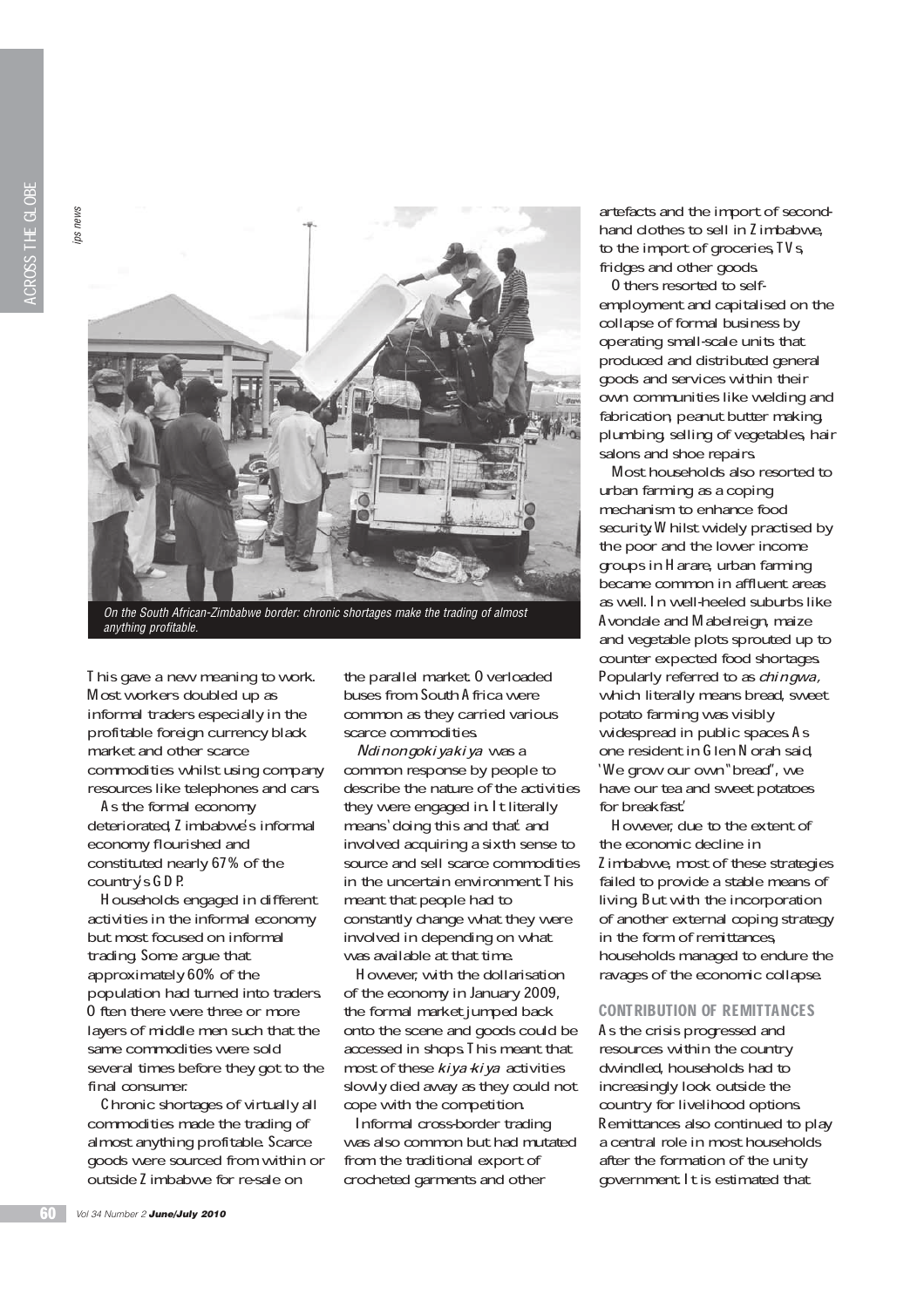*On the South African-Zimbabwe border: chronic shortages make the trading of almost anything profitable.*

This gave a new meaning to work. Most workers doubled up as informal traders especially in the profitable foreign currency black market and other scarce commodities whilst using company resources like telephones and cars.

As the formal economy deteriorated, Zimbabwe's informal economy flourished and constituted nearly 67% of the country's GDP.

Households engaged in different activities in the informal economy but most focused on informal trading. Some argue that approximately 60% of the population had turned into traders. Often there were three or more layers of middle men such that the same commodities were sold several times before they got to the final consumer.

Chronic shortages of virtually all commodities made the trading of almost anything profitable. Scarce goods were sourced from within or outside Zimbabwe for re-sale on the parallel market. Overloaded buses from South Africa were common as they carried various scarce commodities.

*Ndinongokiyakiya* was a common response by people to describe the nature of the activities they were engaged in. It literally means 'doing this and that' and involved acquiring a sixth sense to source and sell scarce commodities in the uncertain environment. This meant that people had to constantly change what they were involved in depending on what was available at that time.

However, with the dollarisation of the economy in January 2009, the formal market jumped back onto the scene and goods could be accessed in shops. This meant that most of these *kiya-kiya* activities slowly died away as they could not cope with the competition.

Informal cross-border trading was also common but had mutated from the traditional export of crocheted garments and other artefacts and the import of second-hand clothes to sell in Zimbabwe, to the import of groceries, TVs, fridges and other goods.

Others resorted to self-employment and capitalised on the collapse of formal business by operating small-scale units that produced and distributed general goods and services within their own communities like welding and fabrication, peanut butter making, plumbing, selling of vegetables, hair salons and shoe repairs.

Most households also resorted to urban farming as a coping mechanism to enhance food security. Whilst widely practised by the poor and the lower income groups in Harare, urban farming became common in affluent areas as well. In well-heeled suburbs like Avondale and Mabelreign, maize and vegetable plots sprouted up to counter expected food shortages. Popularly referred to as *chingwa,* which literally means bread, sweet potato farming was visibly widespread in public spaces. As one resident in Glen Norah said, 'We grow our own "bread", we have our tea and sweet potatoes for breakfast.'

However, due to the extent of the economic decline in Zimbabwe, most of these strategies failed to provide a stable means of living. But with the incorporation of another external coping strategy in the form of remittances, households managed to endure the ravages of the economic collapse.

## CONTRIBUTION OF REMITTANCES

As the crisis progressed and resources within the country dwindled, households had to increasingly look outside the country for livelihood options. Remittances also continued to play a central role in most households after the formation of the unity government. It is estimated that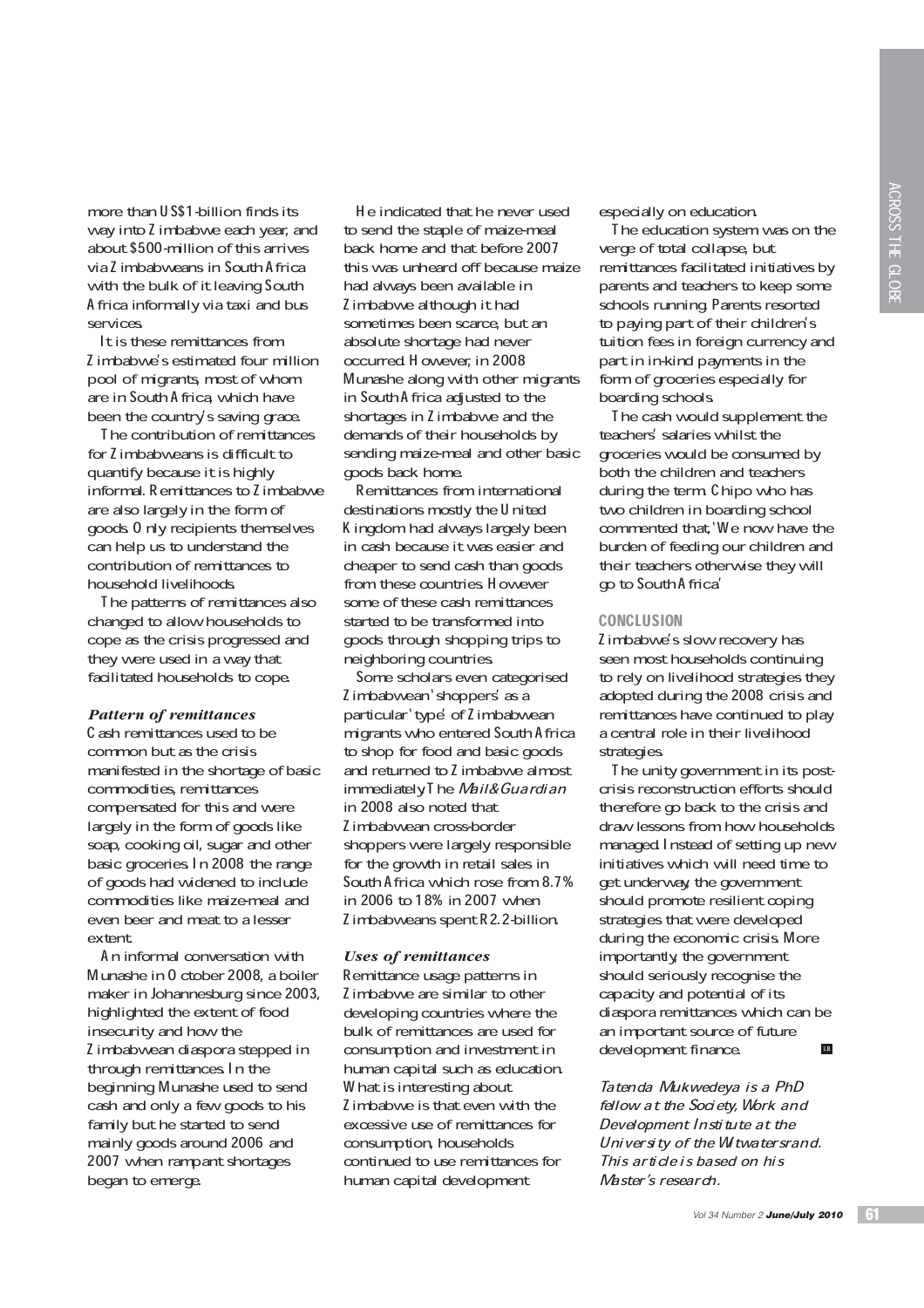more than US$1-billion finds its way into Zimbabwe each year, and about $500-million of this arrives via Zimbabweans in South Africa with the bulk of it leaving South Africa informally via taxi and bus services.

It is these remittances from Zimbabwe's estimated four million pool of migrants, most of whom are in South Africa, which have been the country's saving grace.

The contribution of remittances for Zimbabweans is difficult to quantify because it is highly informal. Remittances to Zimbabwe are also largely in the form of goods. Only recipients themselves can help us to understand the contribution of remittances to household livelihoods.

The patterns of remittances also changed to allow households to cope as the crisis progressed and they were used in a way that facilitated households to cope.

### *Pattern of remittances*

Cash remittances used to be common but as the crisis manifested in the shortage of basic commodities, remittances compensated for this and were largely in the form of goods like soap, cooking oil, sugar and other basic groceries. In 2008 the range of goods had widened to include commodities like maize-meal and even beer and meat to a lesser extent.

An informal conversation with Munashe in October 2008, a boiler maker in Johannesburg since 2003, highlighted the extent of food insecurity and how the Zimbabwean diaspora stepped in through remittances. In the beginning Munashe used to send cash and only a few goods to his family but he started to send mainly goods around 2006 and 2007 when rampant shortages began to emerge.

He indicated that he never used to send the staple of maize-meal back home and that before 2007 this was unheard off because maize had always been available in Zimbabwe although it had sometimes been scarce, but an absolute shortage had never occurred. However, in 2008 Munashe along with other migrants in South Africa adjusted to the shortages in Zimbabwe and the demands of their households by sending maize-meal and other basic goods back home.

Remittances from international destinations mostly the United Kingdom had always largely been in cash because it was easier and cheaper to send cash than goods from these countries. However some of these cash remittances started to be transformed into goods through shopping trips to neighboring countries.

Some scholars even categorised Zimbabwean 'shoppers' as a particular 'type' of Zimbabwean migrants who entered South Africa to shop for food and basic goods and returned to Zimbabwe almost immediately. The *Mail&Guardian* in 2008 also noted that Zimbabwean cross-border shoppers were largely responsible for the growth in retail sales in South Africa which rose from 8.7% in 2006 to 18% in 2007 when Zimbabweans spent R2.2-billion.

### *Uses of remittances*

Remittance usage patterns in Zimbabwe are similar to other developing countries where the bulk of remittances are used for consumption and investment in human capital such as education. What is interesting about Zimbabwe is that even with the excessive use of remittances for consumption, households continued to use remittances for human capital development especially on education.

The education system was on the verge of total collapse, but remittances facilitated initiatives by parents and teachers to keep some schools running. Parents resorted to paying part of their children's tuition fees in foreign currency and part in in-kind payments in the form of groceries especially for boarding schools.

The cash would supplement the teachers' salaries whilst the groceries would be consumed by both the children and teachers during the term. Chipo who has two children in boarding school commented that, 'We now have the burden of feeding our children and their teachers otherwise they will go to South Africa'.

## CONCLUSION

Zimbabwe's slow recovery has seen most households continuing to rely on livelihood strategies they adopted during the 2008 crisis and remittances have continued to play a central role in their livelihood strategies.

The unity government in its post-crisis reconstruction efforts should therefore go back to the crisis and draw lessons from how households managed. Instead of setting up new initiatives which will need time to get underway, the government should promote resilient coping strategies that were developed during the economic crisis. More importantly, the government should seriously recognise the capacity and potential of its diaspora remittances which can be an important source of future development finance. LB

*Tatenda Mukwedeya is a PhD fellow at the Society, Work and Development Institute at the University of the Witwatersrand. This article is based on his Master's research.*